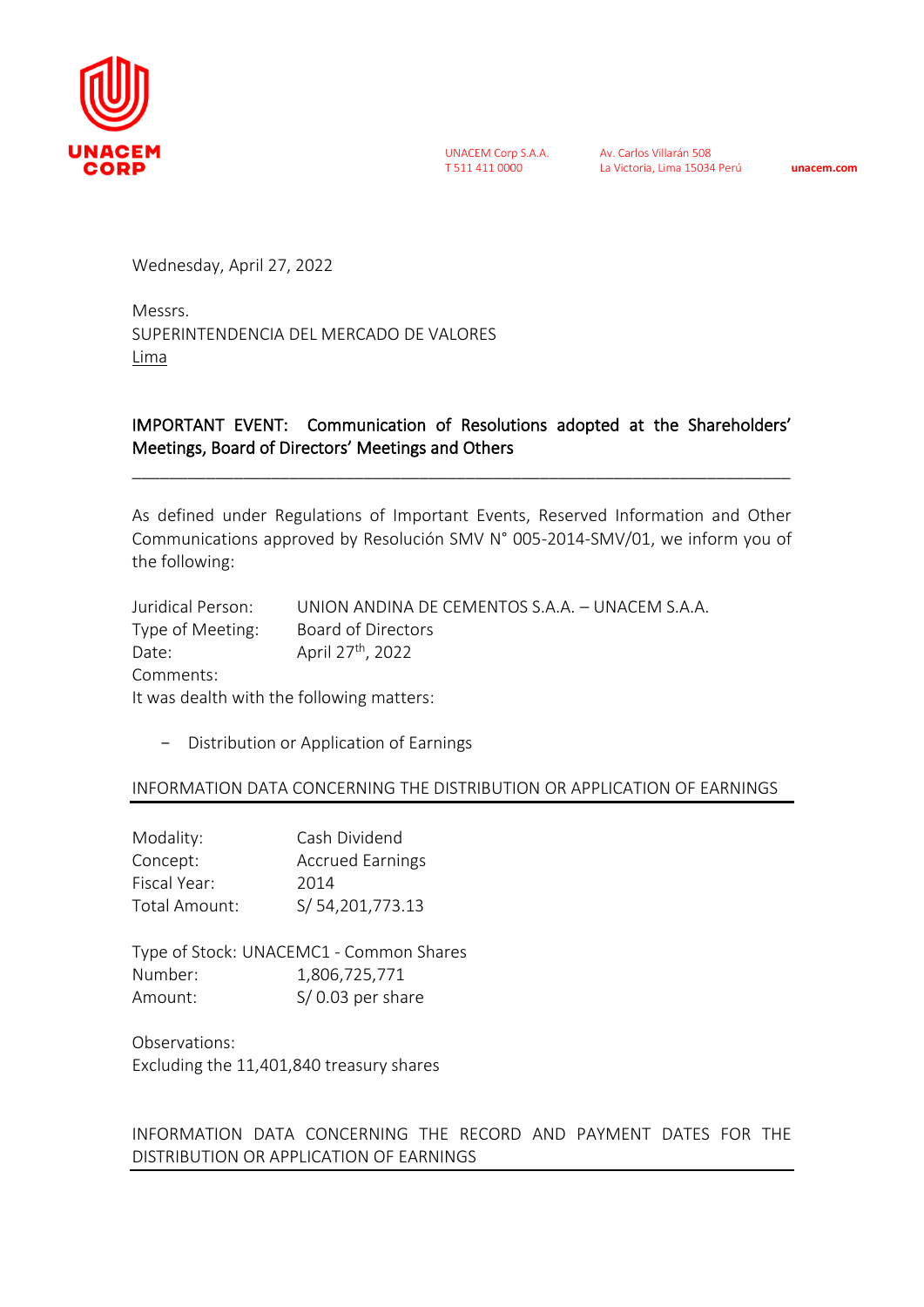UNACEM Corp S.A.A.
T 511 411 0000

Av. Carlos Villarán 508
La Victoria, Lima 15034 Perú

unacem.com

Wednesday, April 27, 2022

Messrs.
SUPERINTENDENCIA DEL MERCADO DE VALORES
Lima

**IMPORTANT EVENT: Communication of Resolutions adopted at the Shareholders' Meetings, Board of Directors' Meetings and Others**

---

As defined under Regulations of Important Events, Reserved Information and Other Communications approved by Resolución SMV N° 005-2014-SMV/01, we inform you of the following:

Juridical Person: UNION ANDINA DE CEMENTOS S.A.A. – UNACEM S.A.A.
Type of Meeting: Board of Directors
Date: April 27th, 2022
Comments:
It was dealth with the following matters:

- Distribution or Application of Earnings

INFORMATION DATA CONCERNING THE DISTRIBUTION OR APPLICATION OF EARNINGS

Modality: Cash Dividend
Concept: Accrued Earnings
Fiscal Year: 2014
Total Amount: S/ 54,201,773.13

Type of Stock: UNACEMC1 - Common Shares
Number: 1,806,725,771
Amount: S/ 0.03 per share

Observations:
Excluding the 11,401,840 treasury shares

INFORMATION DATA CONCERNING THE RECORD AND PAYMENT DATES FOR THE DISTRIBUTION OR APPLICATION OF EARNINGS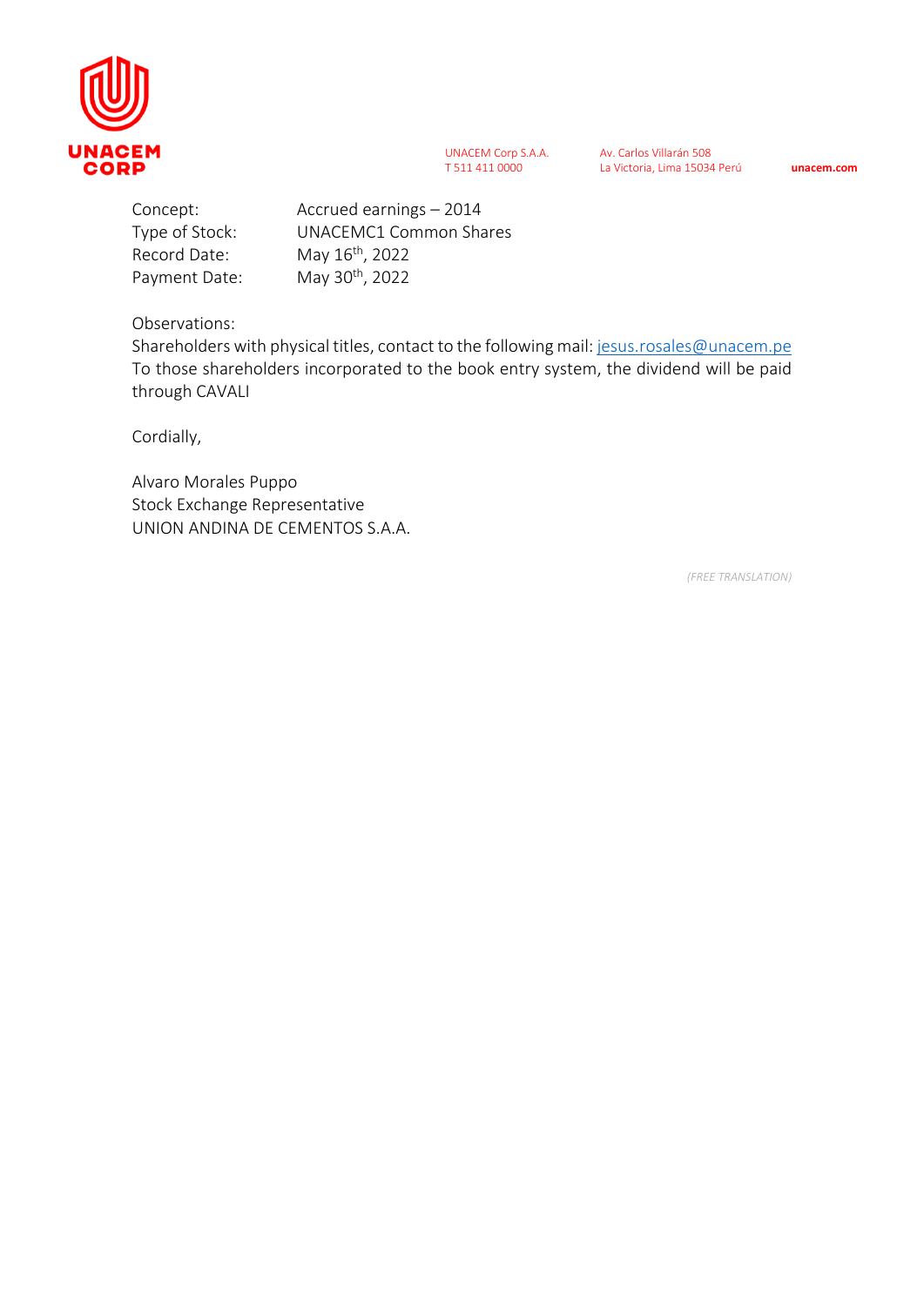| | |
|---|---|
| Concept: | Accrued earnings – 2014 |
| Type of Stock: | UNACEMC1 Common Shares |
| Record Date: | May 16th, 2022 |
| Payment Date: | May 30th, 2022 |

Observations:
Shareholders with physical titles, contact to the following mail: jesus.rosales@unacem.pe
To those shareholders incorporated to the book entry system, the dividend will be paid through CAVALI

Cordially,

Alvaro Morales Puppo
Stock Exchange Representative
UNION ANDINA DE CEMENTOS S.A.A.

*(FREE TRANSLATION)*